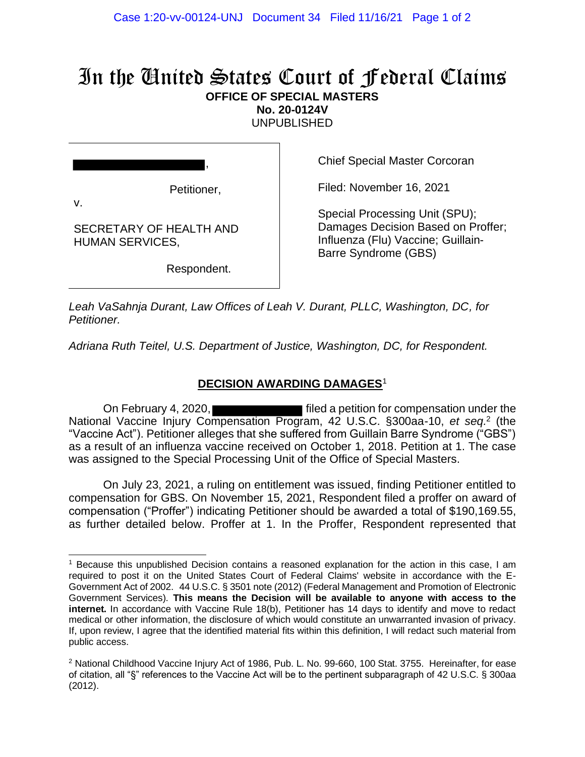# In the United States Court of Federal Claims

**OFFICE OF SPECIAL MASTERS**
**No. 20-0124V**
UNPUBLISHED

| | |
|---|---|
| [REDACTED],<br><br>Petitioner,<br><br>v.<br><br>SECRETARY OF HEALTH AND HUMAN SERVICES,<br><br>Respondent. | Chief Special Master Corcoran<br><br>Filed: November 16, 2021<br><br>Special Processing Unit (SPU); Damages Decision Based on Proffer; Influenza (Flu) Vaccine; Guillain-Barre Syndrome (GBS) |

*Leah VaSahnja Durant, Law Offices of Leah V. Durant, PLLC, Washington, DC, for Petitioner.*

*Adriana Ruth Teitel, U.S. Department of Justice, Washington, DC, for Respondent.*

## DECISION AWARDING DAMAGES[1]

On February 4, 2020, [REDACTED] filed a petition for compensation under the National Vaccine Injury Compensation Program, 42 U.S.C. §300aa-10, *et seq.*[2] (the "Vaccine Act"). Petitioner alleges that she suffered from Guillain Barre Syndrome ("GBS") as a result of an influenza vaccine received on October 1, 2018. Petition at 1. The case was assigned to the Special Processing Unit of the Office of Special Masters.

On July 23, 2021, a ruling on entitlement was issued, finding Petitioner entitled to compensation for GBS. On November 15, 2021, Respondent filed a proffer on award of compensation ("Proffer") indicating Petitioner should be awarded a total of $190,169.55, as further detailed below. Proffer at 1. In the Proffer, Respondent represented that

---

[1] Because this unpublished Decision contains a reasoned explanation for the action in this case, I am required to post it on the United States Court of Federal Claims' website in accordance with the E-Government Act of 2002. 44 U.S.C. § 3501 note (2012) (Federal Management and Promotion of Electronic Government Services). **This means the Decision will be available to anyone with access to the internet.** In accordance with Vaccine Rule 18(b), Petitioner has 14 days to identify and move to redact medical or other information, the disclosure of which would constitute an unwarranted invasion of privacy. If, upon review, I agree that the identified material fits within this definition, I will redact such material from public access.

[2] National Childhood Vaccine Injury Act of 1986, Pub. L. No. 99-660, 100 Stat. 3755. Hereinafter, for ease of citation, all "§" references to the Vaccine Act will be to the pertinent subparagraph of 42 U.S.C. § 300aa (2012).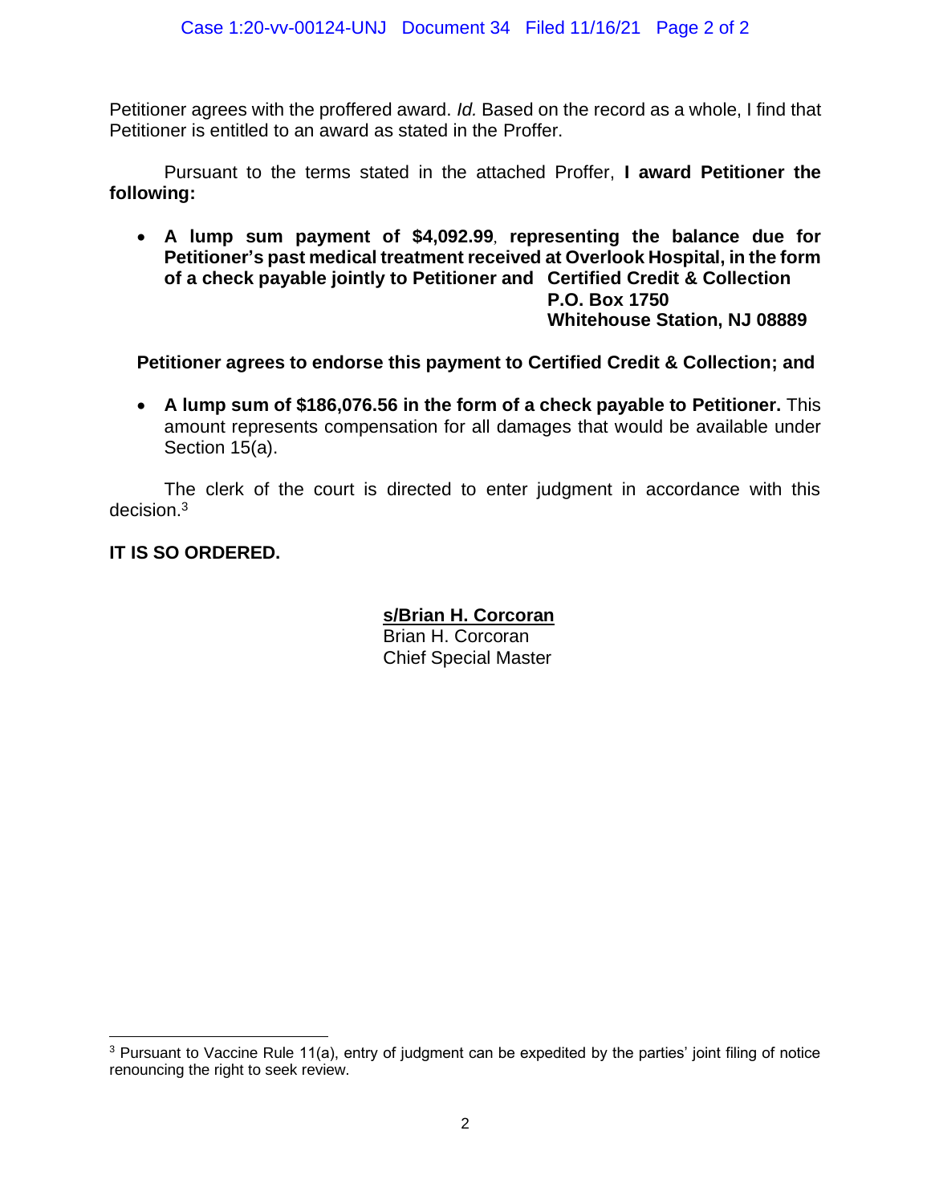Petitioner agrees with the proffered award. *Id.* Based on the record as a whole, I find that Petitioner is entitled to an award as stated in the Proffer.

Pursuant to the terms stated in the attached Proffer, **I award Petitioner the following:**

- **A lump sum payment of $4,092.99**, **representing the balance due for Petitioner's past medical treatment received at Overlook Hospital, in the form of a check payable jointly to Petitioner and Certified Credit & Collection**
  **P.O. Box 1750**
  **Whitehouse Station, NJ 08889**

**Petitioner agrees to endorse this payment to Certified Credit & Collection; and**

- **A lump sum of $186,076.56 in the form of a check payable to Petitioner.** This amount represents compensation for all damages that would be available under Section 15(a).

The clerk of the court is directed to enter judgment in accordance with this decision.[3]

**IT IS SO ORDERED.**

**s/Brian H. Corcoran**
Brian H. Corcoran
Chief Special Master

[3] Pursuant to Vaccine Rule 11(a), entry of judgment can be expedited by the parties' joint filing of notice renouncing the right to seek review.